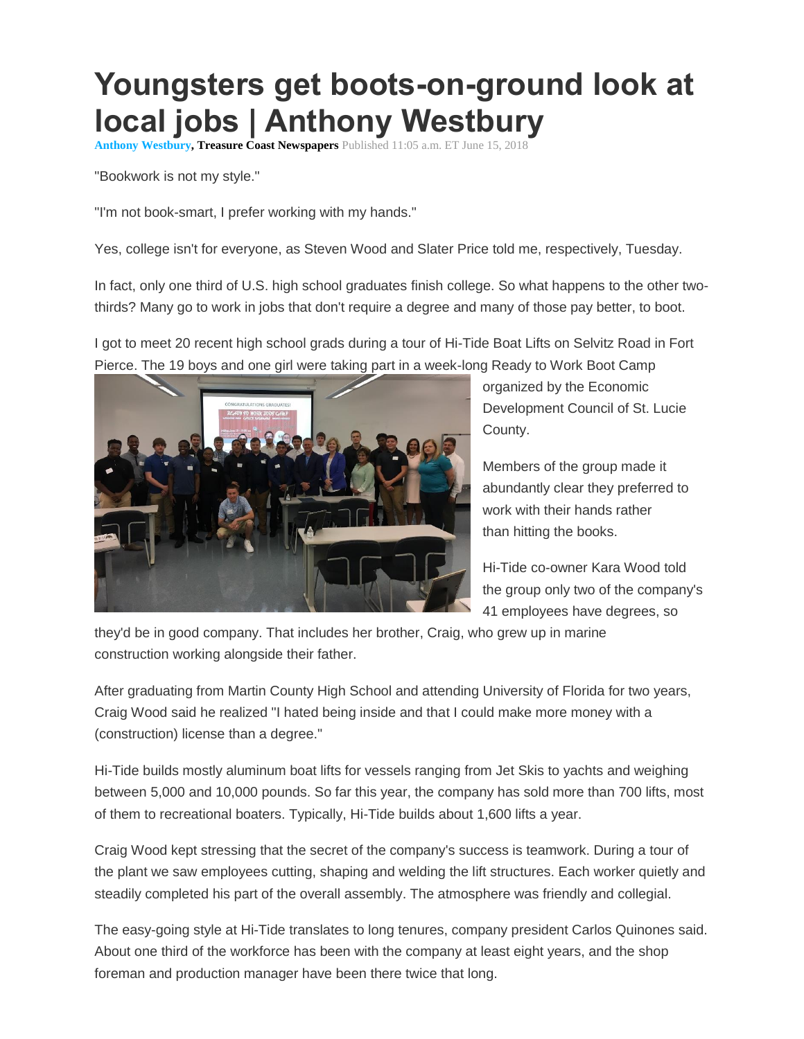# Youngsters get boots-on-ground look at local jobs | Anthony Westbury

**Anthony Westbury, Treasure Coast Newspapers** Published 11:05 a.m. ET June 15, 2018

"Bookwork is not my style."

"I'm not book-smart, I prefer working with my hands."

Yes, college isn't for everyone, as Steven Wood and Slater Price told me, respectively, Tuesday.

In fact, only one third of U.S. high school graduates finish college. So what happens to the other two-thirds? Many go to work in jobs that don't require a degree and many of those pay better, to boot.

I got to meet 20 recent high school grads during a tour of Hi-Tide Boat Lifts on Selvitz Road in Fort Pierce. The 19 boys and one girl were taking part in a week-long Ready to Work Boot Camp organized by the Economic Development Council of St. Lucie County.

Members of the group made it abundantly clear they preferred to work with their hands rather than hitting the books.

Hi-Tide co-owner Kara Wood told the group only two of the company's 41 employees have degrees, so they'd be in good company. That includes her brother, Craig, who grew up in marine construction working alongside their father.

After graduating from Martin County High School and attending University of Florida for two years, Craig Wood said he realized "I hated being inside and that I could make more money with a (construction) license than a degree."

Hi-Tide builds mostly aluminum boat lifts for vessels ranging from Jet Skis to yachts and weighing between 5,000 and 10,000 pounds. So far this year, the company has sold more than 700 lifts, most of them to recreational boaters. Typically, Hi-Tide builds about 1,600 lifts a year.

Craig Wood kept stressing that the secret of the company's success is teamwork. During a tour of the plant we saw employees cutting, shaping and welding the lift structures. Each worker quietly and steadily completed his part of the overall assembly. The atmosphere was friendly and collegial.

The easy-going style at Hi-Tide translates to long tenures, company president Carlos Quinones said. About one third of the workforce has been with the company at least eight years, and the shop foreman and production manager have been there twice that long.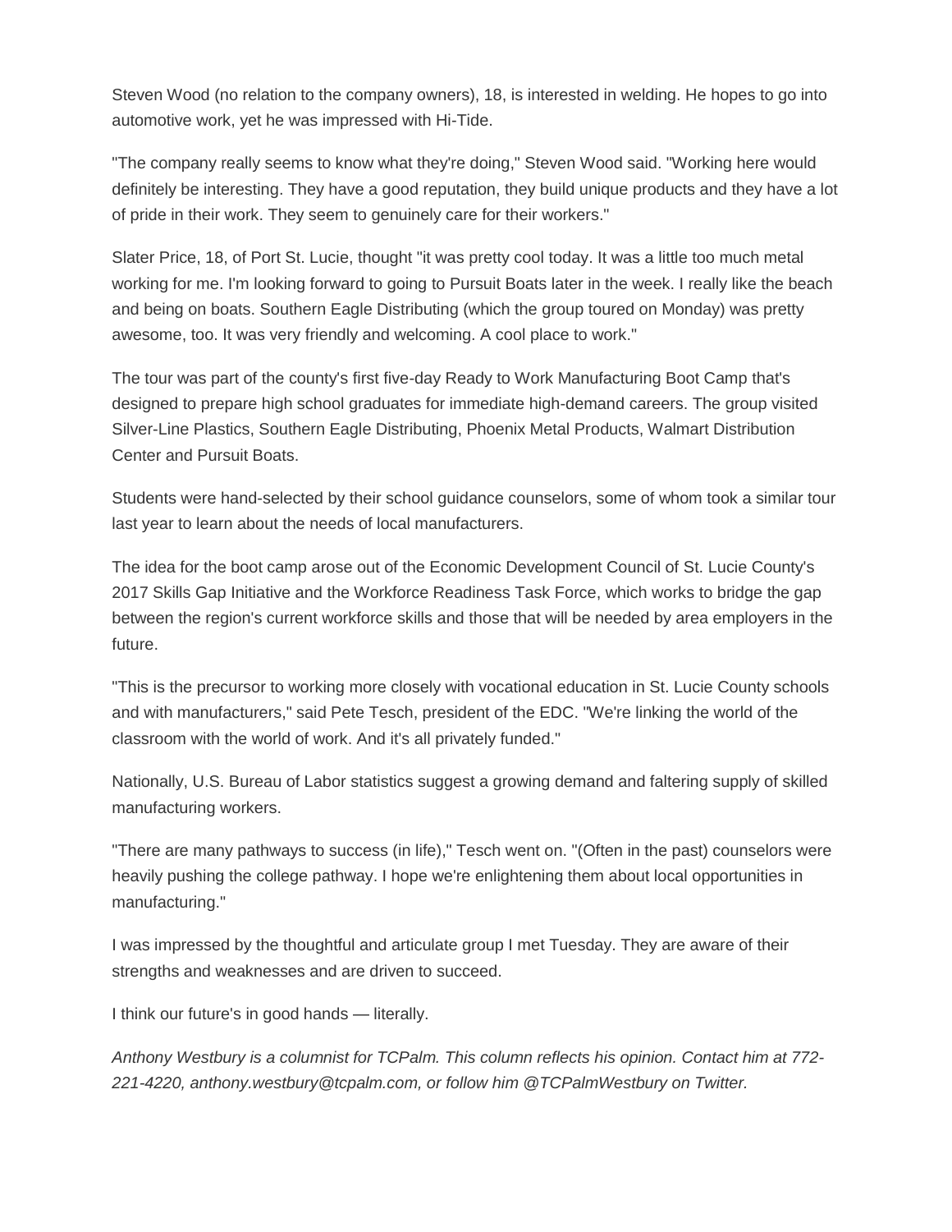Steven Wood (no relation to the company owners), 18, is interested in welding. He hopes to go into automotive work, yet he was impressed with Hi-Tide.

"The company really seems to know what they're doing," Steven Wood said. "Working here would definitely be interesting. They have a good reputation, they build unique products and they have a lot of pride in their work. They seem to genuinely care for their workers."

Slater Price, 18, of Port St. Lucie, thought "it was pretty cool today. It was a little too much metal working for me. I'm looking forward to going to Pursuit Boats later in the week. I really like the beach and being on boats. Southern Eagle Distributing (which the group toured on Monday) was pretty awesome, too. It was very friendly and welcoming. A cool place to work."

The tour was part of the county's first five-day Ready to Work Manufacturing Boot Camp that's designed to prepare high school graduates for immediate high-demand careers. The group visited Silver-Line Plastics, Southern Eagle Distributing, Phoenix Metal Products, Walmart Distribution Center and Pursuit Boats.

Students were hand-selected by their school guidance counselors, some of whom took a similar tour last year to learn about the needs of local manufacturers.

The idea for the boot camp arose out of the Economic Development Council of St. Lucie County's 2017 Skills Gap Initiative and the Workforce Readiness Task Force, which works to bridge the gap between the region's current workforce skills and those that will be needed by area employers in the future.

"This is the precursor to working more closely with vocational education in St. Lucie County schools and with manufacturers," said Pete Tesch, president of the EDC. "We're linking the world of the classroom with the world of work. And it's all privately funded."

Nationally, U.S. Bureau of Labor statistics suggest a growing demand and faltering supply of skilled manufacturing workers.

"There are many pathways to success (in life)," Tesch went on. "(Often in the past) counselors were heavily pushing the college pathway. I hope we're enlightening them about local opportunities in manufacturing."

I was impressed by the thoughtful and articulate group I met Tuesday. They are aware of their strengths and weaknesses and are driven to succeed.

I think our future's in good hands — literally.

*Anthony Westbury is a columnist for TCPalm. This column reflects his opinion. Contact him at 772-221-4220, anthony.westbury@tcpalm.com, or follow him @TCPalmWestbury on Twitter.*